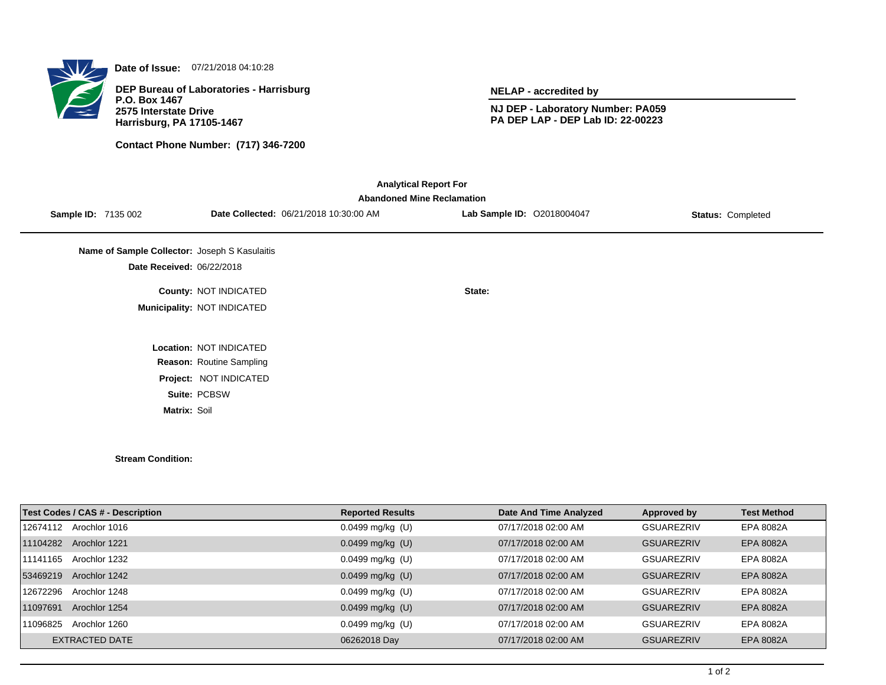**Date of Issue:** 07/21/2018 04:10:28

**DEP Bureau of Laboratories - Harrisburg**
**P.O. Box 1467**
**2575 Interstate Drive**
**Harrisburg, PA 17105-1467**

**Contact Phone Number: (717) 346-7200**

**NELAP - accredited by**

**NJ DEP - Laboratory Number: PA059**
**PA DEP LAP - DEP Lab ID: 22-00223**

**Analytical Report For**
**Abandoned Mine Reclamation**

**Sample ID:** 7135 002 **Date Collected:** 06/21/2018 10:30:00 AM **Lab Sample ID:** O2018004047 **Status:** Completed

**Name of Sample Collector:** Joseph S Kasulaitis
**Date Received:** 06/22/2018

**County:** NOT INDICATED
**State:**
**Municipality:** NOT INDICATED

**Location:** NOT INDICATED
**Reason:** Routine Sampling
**Project:** NOT INDICATED
**Suite:** PCBSW
**Matrix:** Soil

**Stream Condition:**

| Test Codes / CAS # - Description | Reported Results | Date And Time Analyzed | Approved by | Test Method |
|---|---|---|---|---|
| 12674112 Arochlor 1016 | 0.0499 mg/kg (U) | 07/17/2018 02:00 AM | GSUAREZRIV | EPA 8082A |
| 11104282 Arochlor 1221 | 0.0499 mg/kg (U) | 07/17/2018 02:00 AM | GSUAREZRIV | EPA 8082A |
| 11141165 Arochlor 1232 | 0.0499 mg/kg (U) | 07/17/2018 02:00 AM | GSUAREZRIV | EPA 8082A |
| 53469219 Arochlor 1242 | 0.0499 mg/kg (U) | 07/17/2018 02:00 AM | GSUAREZRIV | EPA 8082A |
| 12672296 Arochlor 1248 | 0.0499 mg/kg (U) | 07/17/2018 02:00 AM | GSUAREZRIV | EPA 8082A |
| 11097691 Arochlor 1254 | 0.0499 mg/kg (U) | 07/17/2018 02:00 AM | GSUAREZRIV | EPA 8082A |
| 11096825 Arochlor 1260 | 0.0499 mg/kg (U) | 07/17/2018 02:00 AM | GSUAREZRIV | EPA 8082A |
| EXTRACTED DATE | 06262018 Day | 07/17/2018 02:00 AM | GSUAREZRIV | EPA 8082A |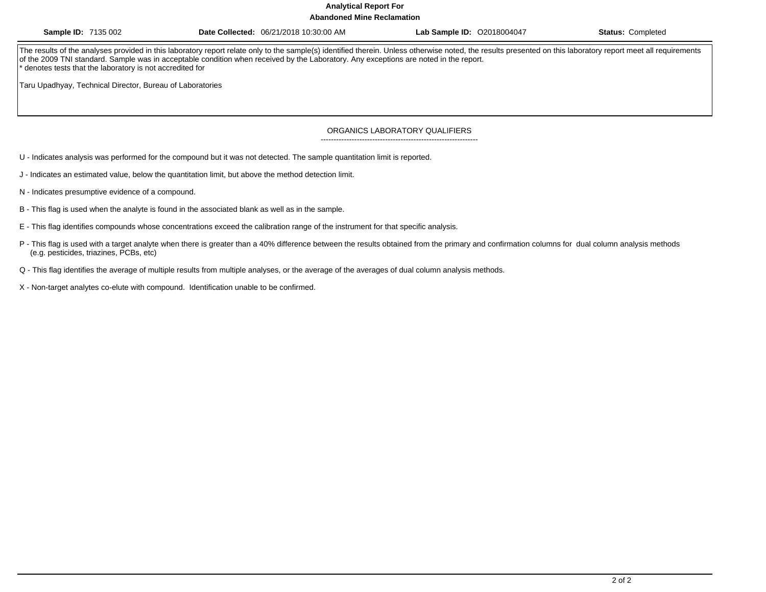**Analytical Report For**
**Abandoned Mine Reclamation**

**Sample ID:** 7135 002 **Date Collected:** 06/21/2018 10:30:00 AM **Lab Sample ID:** O2018004047 **Status:** Completed

The results of the analyses provided in this laboratory report relate only to the sample(s) identified therein. Unless otherwise noted, the results presented on this laboratory report meet all requirements of the 2009 TNI standard. Sample was in acceptable condition when received by the Laboratory. Any exceptions are noted in the report.
* denotes tests that the laboratory is not accredited for

Taru Upadhyay, Technical Director, Bureau of Laboratories

## ORGANICS LABORATORY QUALIFIERS

U - Indicates analysis was performed for the compound but it was not detected. The sample quantitation limit is reported.

J - Indicates an estimated value, below the quantitation limit, but above the method detection limit.

N - Indicates presumptive evidence of a compound.

B - This flag is used when the analyte is found in the associated blank as well as in the sample.

E - This flag identifies compounds whose concentrations exceed the calibration range of the instrument for that specific analysis.

P - This flag is used with a target analyte when there is greater than a 40% difference between the results obtained from the primary and confirmation columns for dual column analysis methods (e.g. pesticides, triazines, PCBs, etc)

Q - This flag identifies the average of multiple results from multiple analyses, or the average of the averages of dual column analysis methods.

X - Non-target analytes co-elute with compound. Identification unable to be confirmed.